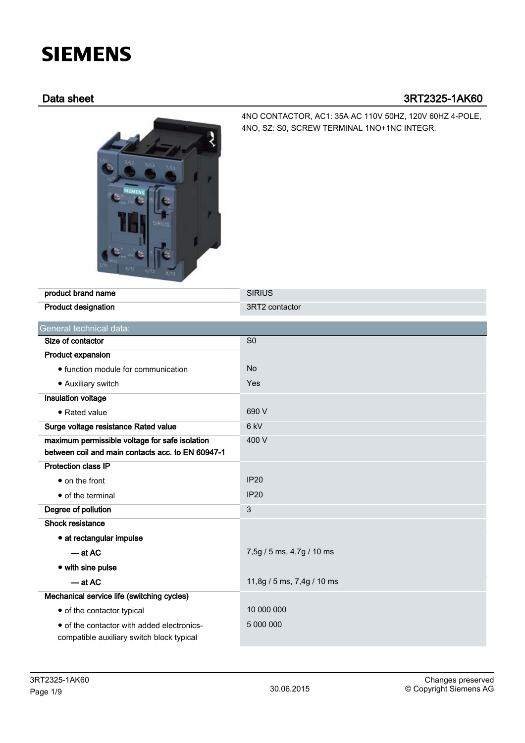# SIEMENS

## Data sheet 3RT2325-1AK60

4NO CONTACTOR, AC1: 35A AC 110V 50HZ, 120V 60HZ 4-POLE, 4NO, SZ: S0, SCREW TERMINAL 1NO+1NC INTEGR.

| | |
|---|---|
| product brand name | SIRIUS |
| Product designation | 3RT2 contactor |

| General technical data: | |
|---|---|
| Size of contactor | S0 |
| Product expansion | |
| • function module for communication | No |
| • Auxiliary switch | Yes |
| Insulation voltage | |
| • Rated value | 690 V |
| Surge voltage resistance Rated value | 6 kV |
| maximum permissible voltage for safe isolation between coil and main contacts acc. to EN 60947-1 | 400 V |
| Protection class IP | |
| • on the front | IP20 |
| • of the terminal | IP20 |
| Degree of pollution | 3 |
| Shock resistance | |
| • at rectangular impulse | |
| — at AC | 7,5g / 5 ms, 4,7g / 10 ms |
| • with sine pulse | |
| — at AC | 11,8g / 5 ms, 7,4g / 10 ms |
| Mechanical service life (switching cycles) | |
| • of the contactor typical | 10 000 000 |
| • of the contactor with added electronics-compatible auxiliary switch block typical | 5 000 000 |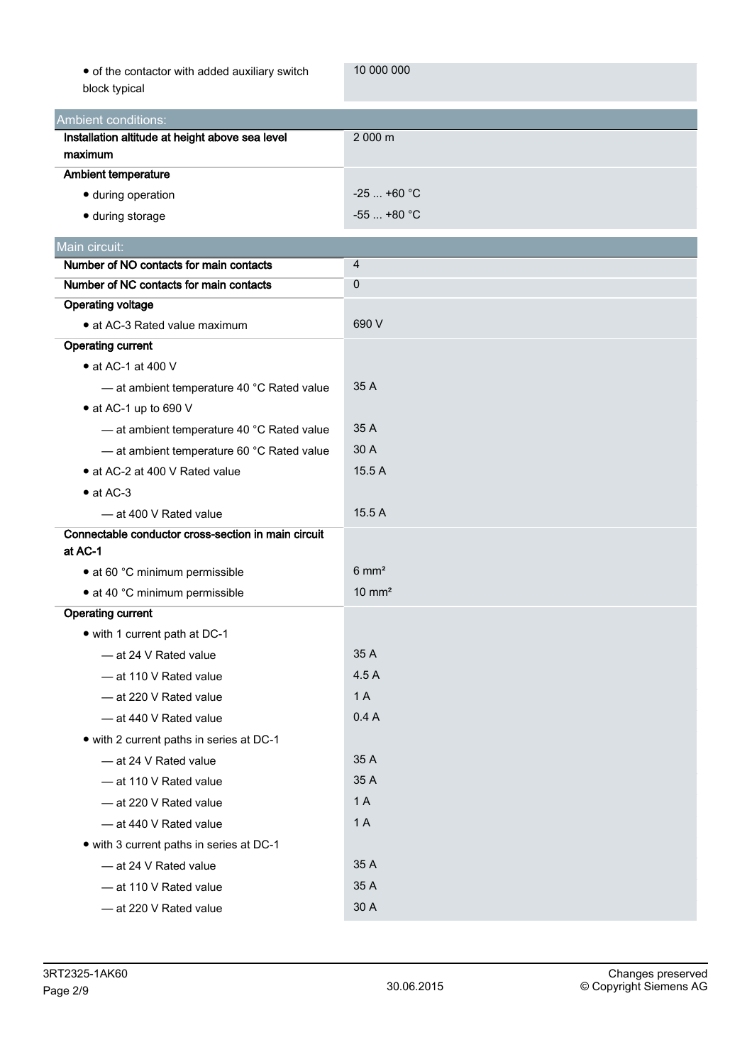| | |
|---|---|
| • of the contactor with added auxiliary switch block typical | 10 000 000 |

| Ambient conditions: | |
|---|---|
| **Installation altitude at height above sea level maximum** | 2 000 m |
| **Ambient temperature** | |
| • during operation | -25 ... +60 °C |
| • during storage | -55 ... +80 °C |

| Main circuit: | |
|---|---|
| **Number of NO contacts for main contacts** | 4 |
| **Number of NC contacts for main contacts** | 0 |
| **Operating voltage** | |
| • at AC-3 Rated value maximum | 690 V |
| **Operating current** | |
| • at AC-1 at 400 V | |
| — at ambient temperature 40 °C Rated value | 35 A |
| • at AC-1 up to 690 V | |
| — at ambient temperature 40 °C Rated value | 35 A |
| — at ambient temperature 60 °C Rated value | 30 A |
| • at AC-2 at 400 V Rated value | 15.5 A |
| • at AC-3 | |
| — at 400 V Rated value | 15.5 A |
| **Connectable conductor cross-section in main circuit at AC-1** | |
| • at 60 °C minimum permissible | 6 mm² |
| • at 40 °C minimum permissible | 10 mm² |
| **Operating current** | |
| • with 1 current path at DC-1 | |
| — at 24 V Rated value | 35 A |
| — at 110 V Rated value | 4.5 A |
| — at 220 V Rated value | 1 A |
| — at 440 V Rated value | 0.4 A |
| • with 2 current paths in series at DC-1 | |
| — at 24 V Rated value | 35 A |
| — at 110 V Rated value | 35 A |
| — at 220 V Rated value | 1 A |
| — at 440 V Rated value | 1 A |
| • with 3 current paths in series at DC-1 | |
| — at 24 V Rated value | 35 A |
| — at 110 V Rated value | 35 A |
| — at 220 V Rated value | 30 A |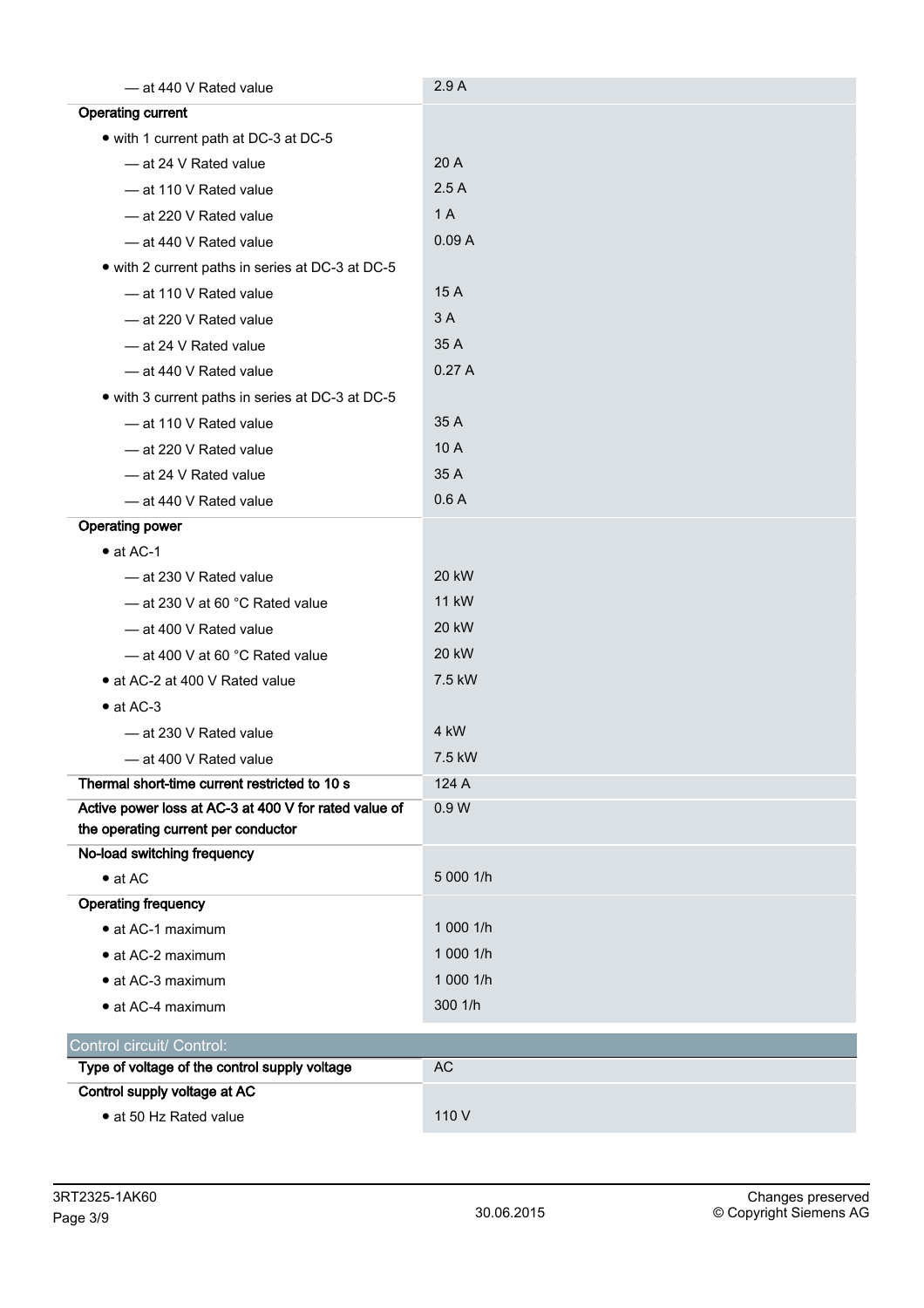| | |
|---|---|
| — at 440 V Rated value | 2.9 A |
| **Operating current** | |
| • with 1 current path at DC-3 at DC-5 | |
| — at 24 V Rated value | 20 A |
| — at 110 V Rated value | 2.5 A |
| — at 220 V Rated value | 1 A |
| — at 440 V Rated value | 0.09 A |
| • with 2 current paths in series at DC-3 at DC-5 | |
| — at 110 V Rated value | 15 A |
| — at 220 V Rated value | 3 A |
| — at 24 V Rated value | 35 A |
| — at 440 V Rated value | 0.27 A |
| • with 3 current paths in series at DC-3 at DC-5 | |
| — at 110 V Rated value | 35 A |
| — at 220 V Rated value | 10 A |
| — at 24 V Rated value | 35 A |
| — at 440 V Rated value | 0.6 A |
| **Operating power** | |
| • at AC-1 | |
| — at 230 V Rated value | 20 kW |
| — at 230 V at 60 °C Rated value | 11 kW |
| — at 400 V Rated value | 20 kW |
| — at 400 V at 60 °C Rated value | 20 kW |
| • at AC-2 at 400 V Rated value | 7.5 kW |
| • at AC-3 | |
| — at 230 V Rated value | 4 kW |
| — at 400 V Rated value | 7.5 kW |
| **Thermal short-time current restricted to 10 s** | 124 A |
| **Active power loss at AC-3 at 400 V for rated value of the operating current per conductor** | 0.9 W |
| **No-load switching frequency** | |
| • at AC | 5 000 1/h |
| **Operating frequency** | |
| • at AC-1 maximum | 1 000 1/h |
| • at AC-2 maximum | 1 000 1/h |
| • at AC-3 maximum | 1 000 1/h |
| • at AC-4 maximum | 300 1/h |

## Control circuit/ Control:

| | |
|---|---|
| **Type of voltage of the control supply voltage** | AC |
| **Control supply voltage at AC** | |
| • at 50 Hz Rated value | 110 V |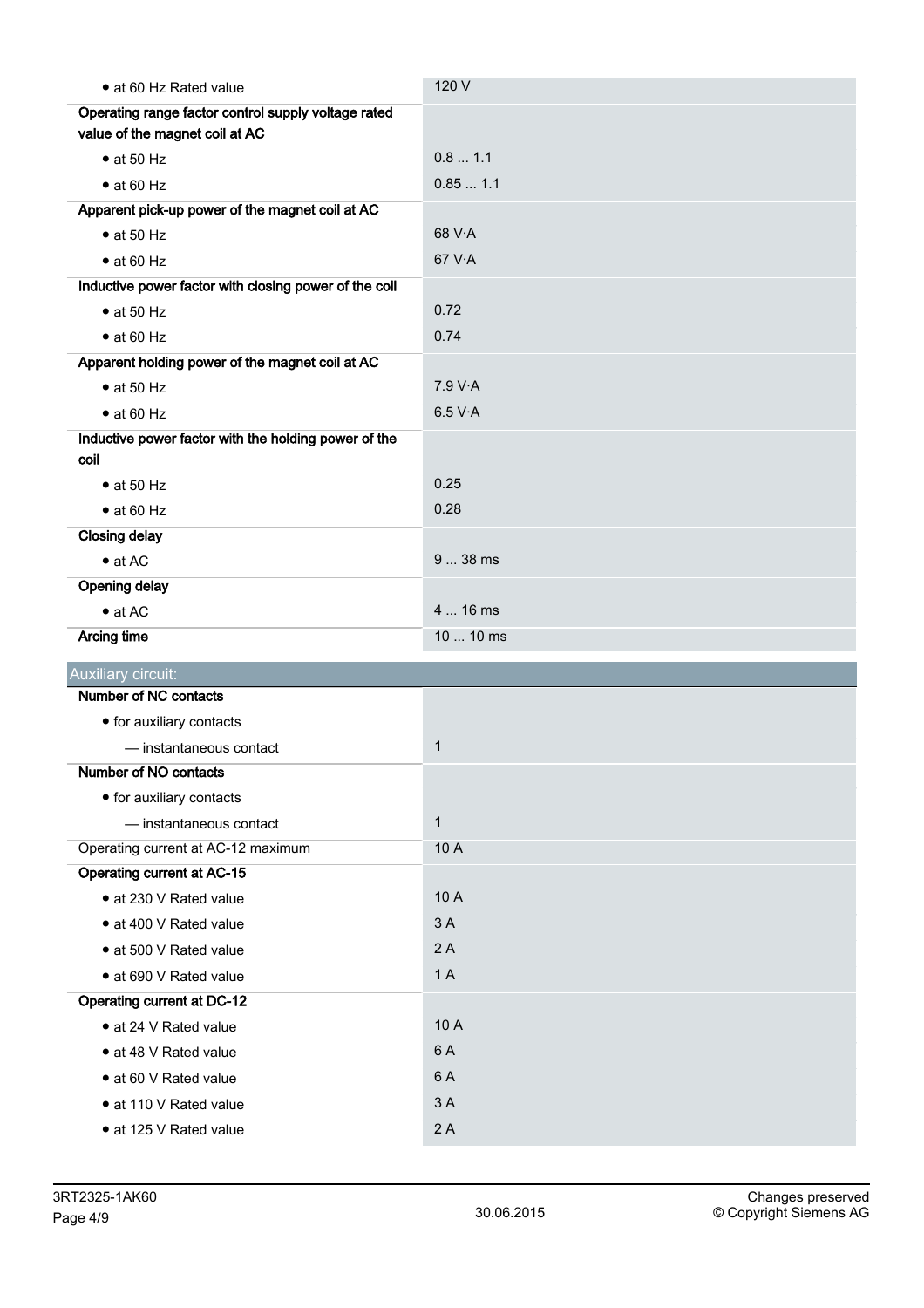| | |
|---|---|
| • at 60 Hz Rated value | 120 V |
| **Operating range factor control supply voltage rated value of the magnet coil at AC** | |
| • at 50 Hz | 0.8 ... 1.1 |
| • at 60 Hz | 0.85 ... 1.1 |
| **Apparent pick-up power of the magnet coil at AC** | |
| • at 50 Hz | 68 V·A |
| • at 60 Hz | 67 V·A |
| **Inductive power factor with closing power of the coil** | |
| • at 50 Hz | 0.72 |
| • at 60 Hz | 0.74 |
| **Apparent holding power of the magnet coil at AC** | |
| • at 50 Hz | 7.9 V·A |
| • at 60 Hz | 6.5 V·A |
| **Inductive power factor with the holding power of the coil** | |
| • at 50 Hz | 0.25 |
| • at 60 Hz | 0.28 |
| **Closing delay** | |
| • at AC | 9 ... 38 ms |
| **Opening delay** | |
| • at AC | 4 ... 16 ms |
| **Arcing time** | 10 ... 10 ms |

## Auxiliary circuit:

| | |
|---|---|
| **Number of NC contacts** | |
| • for auxiliary contacts | |
| — instantaneous contact | 1 |
| **Number of NO contacts** | |
| • for auxiliary contacts | |
| — instantaneous contact | 1 |
| Operating current at AC-12 maximum | 10 A |
| **Operating current at AC-15** | |
| • at 230 V Rated value | 10 A |
| • at 400 V Rated value | 3 A |
| • at 500 V Rated value | 2 A |
| • at 690 V Rated value | 1 A |
| **Operating current at DC-12** | |
| • at 24 V Rated value | 10 A |
| • at 48 V Rated value | 6 A |
| • at 60 V Rated value | 6 A |
| • at 110 V Rated value | 3 A |
| • at 125 V Rated value | 2 A |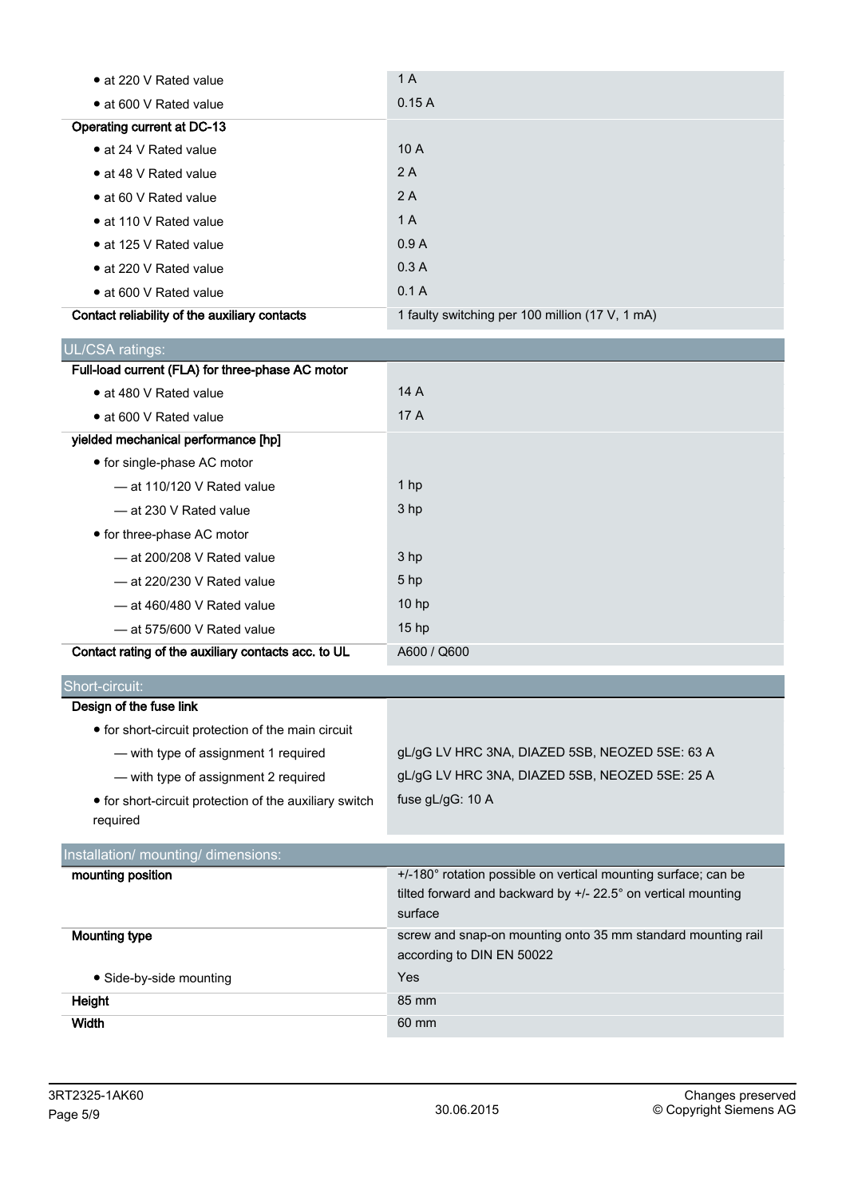| | |
|---|---|
| • at 220 V Rated value | 1 A |
| • at 600 V Rated value | 0.15 A |
| **Operating current at DC-13** | |
| • at 24 V Rated value | 10 A |
| • at 48 V Rated value | 2 A |
| • at 60 V Rated value | 2 A |
| • at 110 V Rated value | 1 A |
| • at 125 V Rated value | 0.9 A |
| • at 220 V Rated value | 0.3 A |
| • at 600 V Rated value | 0.1 A |
| **Contact reliability of the auxiliary contacts** | 1 faulty switching per 100 million (17 V, 1 mA) |

## UL/CSA ratings:

| | |
|---|---|
| **Full-load current (FLA) for three-phase AC motor** | |
| • at 480 V Rated value | 14 A |
| • at 600 V Rated value | 17 A |
| **yielded mechanical performance [hp]** | |
| • for single-phase AC motor | |
| — at 110/120 V Rated value | 1 hp |
| — at 230 V Rated value | 3 hp |
| • for three-phase AC motor | |
| — at 200/208 V Rated value | 3 hp |
| — at 220/230 V Rated value | 5 hp |
| — at 460/480 V Rated value | 10 hp |
| — at 575/600 V Rated value | 15 hp |
| **Contact rating of the auxiliary contacts acc. to UL** | A600 / Q600 |

## Short-circuit:

| | |
|---|---|
| **Design of the fuse link** | |
| • for short-circuit protection of the main circuit | |
| — with type of assignment 1 required | gL/gG LV HRC 3NA, DIAZED 5SB, NEOZED 5SE: 63 A |
| — with type of assignment 2 required | gL/gG LV HRC 3NA, DIAZED 5SB, NEOZED 5SE: 25 A |
| • for short-circuit protection of the auxiliary switch required | fuse gL/gG: 10 A |

## Installation/ mounting/ dimensions:

| | |
|---|---|
| **mounting position** | +/-180° rotation possible on vertical mounting surface; can be tilted forward and backward by +/- 22.5° on vertical mounting surface |
| **Mounting type** | screw and snap-on mounting onto 35 mm standard mounting rail according to DIN EN 50022 |
| • Side-by-side mounting | Yes |
| **Height** | 85 mm |
| **Width** | 60 mm |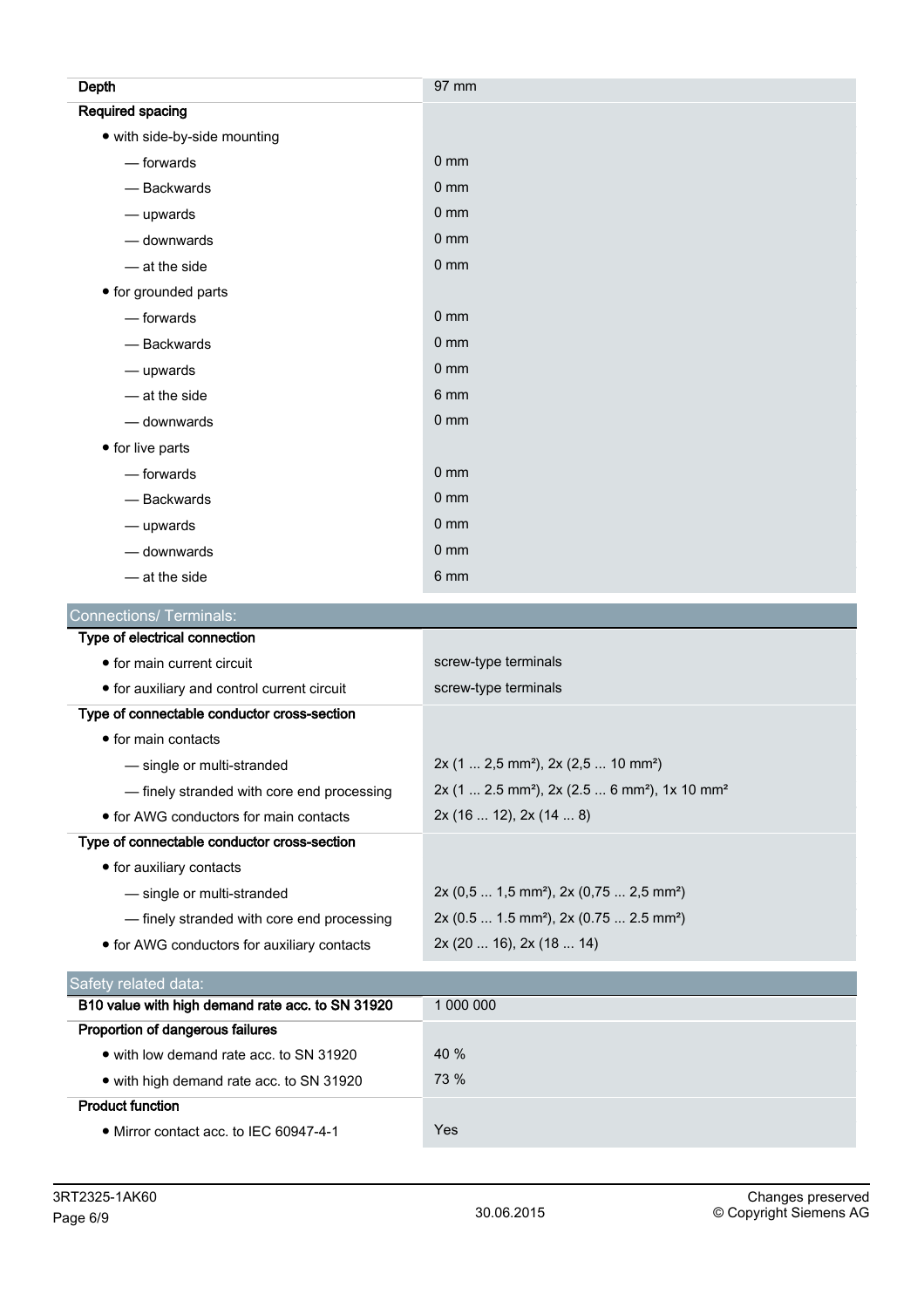| | |
|---|---|
| **Depth** | 97 mm |
| **Required spacing** | |
| • with side-by-side mounting | |
| — forwards | 0 mm |
| — Backwards | 0 mm |
| — upwards | 0 mm |
| — downwards | 0 mm |
| — at the side | 0 mm |
| • for grounded parts | |
| — forwards | 0 mm |
| — Backwards | 0 mm |
| — upwards | 0 mm |
| — at the side | 6 mm |
| — downwards | 0 mm |
| • for live parts | |
| — forwards | 0 mm |
| — Backwards | 0 mm |
| — upwards | 0 mm |
| — downwards | 0 mm |
| — at the side | 6 mm |

## Connections/ Terminals:

| | |
|---|---|
| **Type of electrical connection** | |
| • for main current circuit | screw-type terminals |
| • for auxiliary and control current circuit | screw-type terminals |
| **Type of connectable conductor cross-section** | |
| • for main contacts | |
| — single or multi-stranded | 2x (1 ... 2,5 mm²), 2x (2,5 ... 10 mm²) |
| — finely stranded with core end processing | 2x (1 ... 2.5 mm²), 2x (2.5 ... 6 mm²), 1x 10 mm² |
| • for AWG conductors for main contacts | 2x (16 ... 12), 2x (14 ... 8) |
| **Type of connectable conductor cross-section** | |
| • for auxiliary contacts | |
| — single or multi-stranded | 2x (0,5 ... 1,5 mm²), 2x (0,75 ... 2,5 mm²) |
| — finely stranded with core end processing | 2x (0.5 ... 1.5 mm²), 2x (0.75 ... 2.5 mm²) |
| • for AWG conductors for auxiliary contacts | 2x (20 ... 16), 2x (18 ... 14) |

## Safety related data:

| | |
|---|---|
| **B10 value with high demand rate acc. to SN 31920** | 1 000 000 |
| **Proportion of dangerous failures** | |
| • with low demand rate acc. to SN 31920 | 40 % |
| • with high demand rate acc. to SN 31920 | 73 % |
| **Product function** | |
| • Mirror contact acc. to IEC 60947-4-1 | Yes |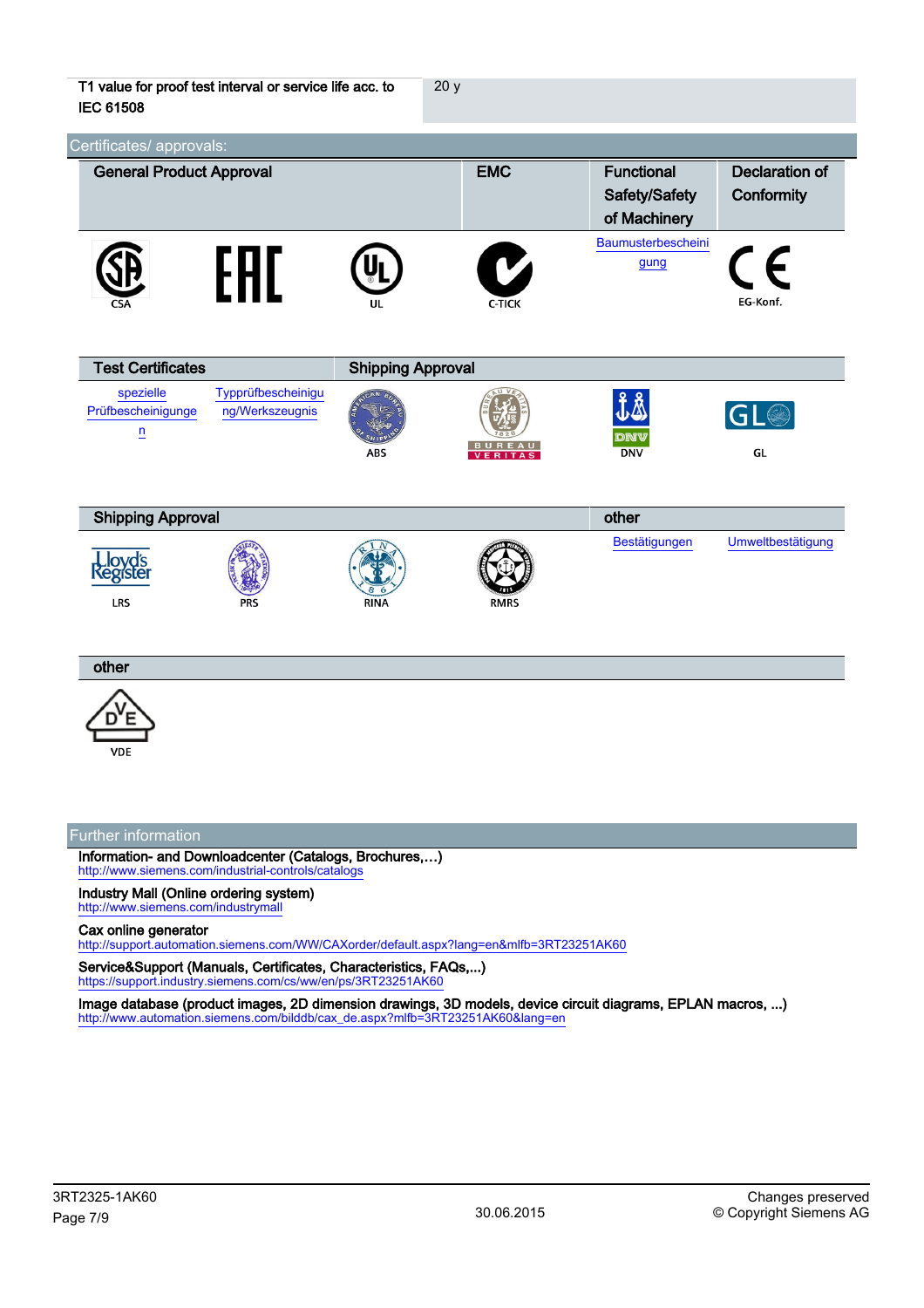| T1 value for proof test interval or service life acc. to IEC 61508 | 20 y |
|---|---|

## Certificates/ approvals:

| General Product Approval | | | EMC | Functional Safety/Safety of Machinery | Declaration of Conformity |
|---|---|---|---|---|---|
| CSA | EAC | UL | C-TICK | Baumusterbescheinigung | EG-Konf. |

| Test Certificates | | Shipping Approval | | | |
|---|---|---|---|---|---|
| spezielle Prüfbescheinigungen | Typprüfbescheinigung/Werkszeugnis | ABS | BUREAU VERITAS | DNV | GL |

| Shipping Approval | | | | other | |
|---|---|---|---|---|---|
| LRS | PRS | RINA | RMRS | Bestätigungen | Umweltbestätigung |

| other |
|---|
| VDE |

## Further information

**Information- and Downloadcenter (Catalogs, Brochures,…)**
http://www.siemens.com/industrial-controls/catalogs

**Industry Mall (Online ordering system)**
http://www.siemens.com/industrymall

**Cax online generator**
http://support.automation.siemens.com/WW/CAXorder/default.aspx?lang=en&mlfb=3RT23251AK60

**Service&Support (Manuals, Certificates, Characteristics, FAQs,...)**
https://support.industry.siemens.com/cs/ww/en/ps/3RT23251AK60

**Image database (product images, 2D dimension drawings, 3D models, device circuit diagrams, EPLAN macros, ...)**
http://www.automation.siemens.com/bilddb/cax_de.aspx?mlfb=3RT23251AK60&lang=en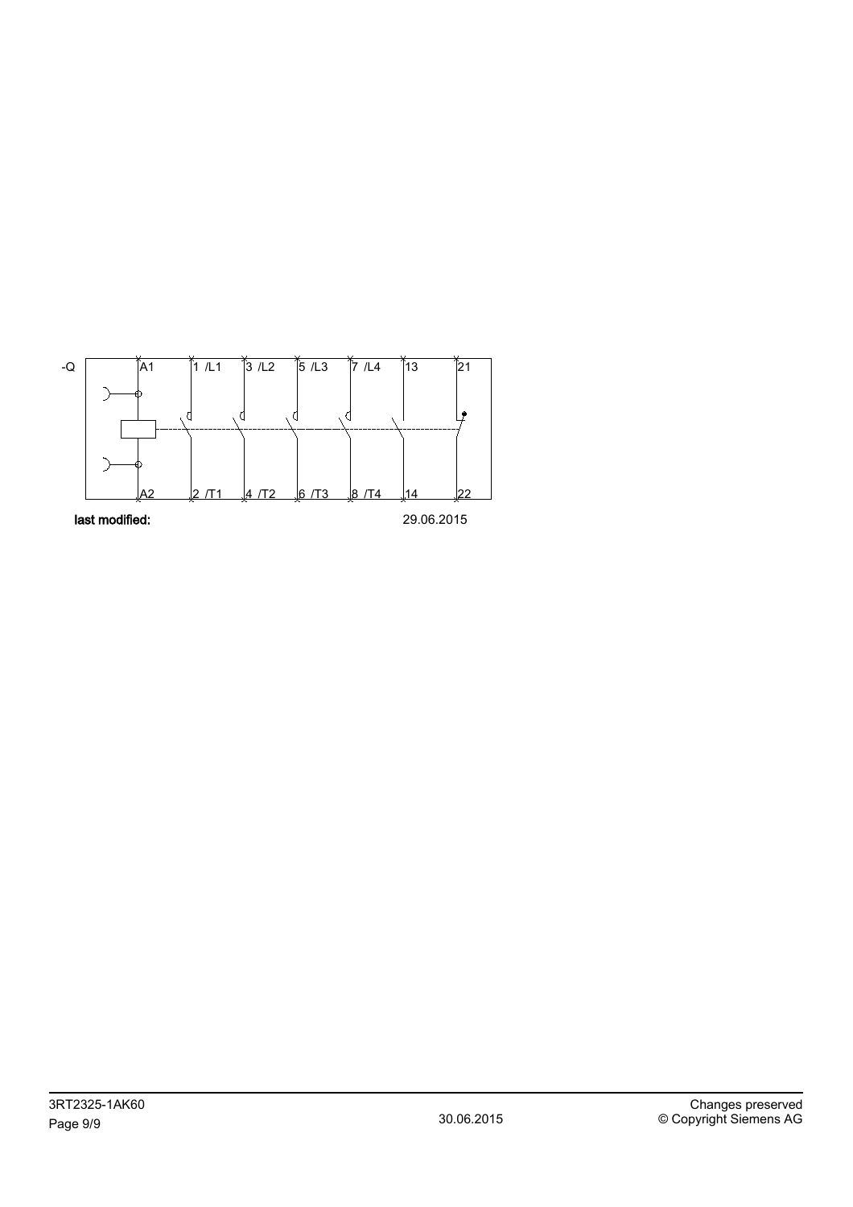-Q

A1 1 /L1 3 /L2 5 /L3 7 /L4 13 21

A2 2 /T1 4 /T2 6 /T3 8 /T4 14 22

**last modified:** 29.06.2015